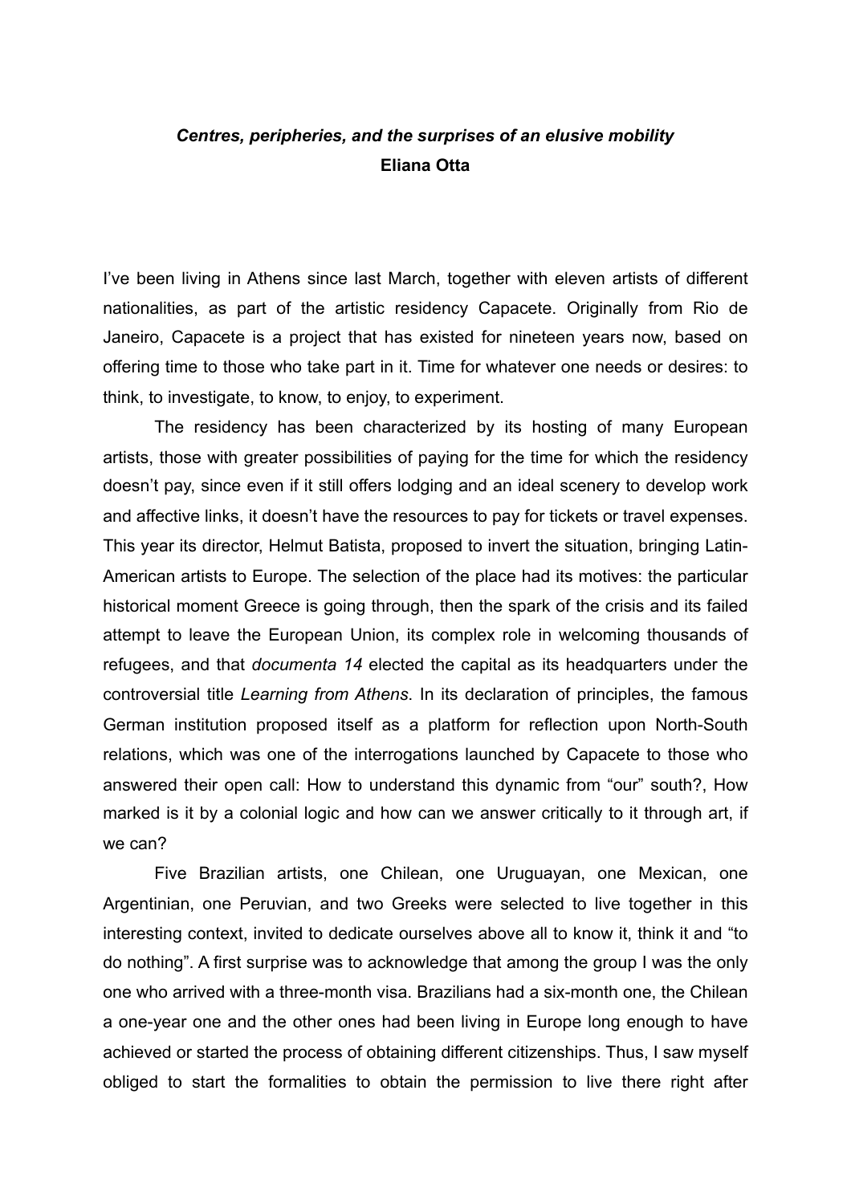***Centres, peripheries, and the surprises of an elusive mobility***
**Eliana Otta**

I've been living in Athens since last March, together with eleven artists of different nationalities, as part of the artistic residency Capacete. Originally from Rio de Janeiro, Capacete is a project that has existed for nineteen years now, based on offering time to those who take part in it. Time for whatever one needs or desires: to think, to investigate, to know, to enjoy, to experiment.

The residency has been characterized by its hosting of many European artists, those with greater possibilities of paying for the time for which the residency doesn't pay, since even if it still offers lodging and an ideal scenery to develop work and affective links, it doesn't have the resources to pay for tickets or travel expenses. This year its director, Helmut Batista, proposed to invert the situation, bringing Latin-American artists to Europe. The selection of the place had its motives: the particular historical moment Greece is going through, then the spark of the crisis and its failed attempt to leave the European Union, its complex role in welcoming thousands of refugees, and that *documenta 14* elected the capital as its headquarters under the controversial title *Learning from Athens*. In its declaration of principles, the famous German institution proposed itself as a platform for reflection upon North-South relations, which was one of the interrogations launched by Capacete to those who answered their open call: How to understand this dynamic from "our" south?, How marked is it by a colonial logic and how can we answer critically to it through art, if we can?

Five Brazilian artists, one Chilean, one Uruguayan, one Mexican, one Argentinian, one Peruvian, and two Greeks were selected to live together in this interesting context, invited to dedicate ourselves above all to know it, think it and "to do nothing". A first surprise was to acknowledge that among the group I was the only one who arrived with a three-month visa. Brazilians had a six-month one, the Chilean a one-year one and the other ones had been living in Europe long enough to have achieved or started the process of obtaining different citizenships. Thus, I saw myself obliged to start the formalities to obtain the permission to live there right after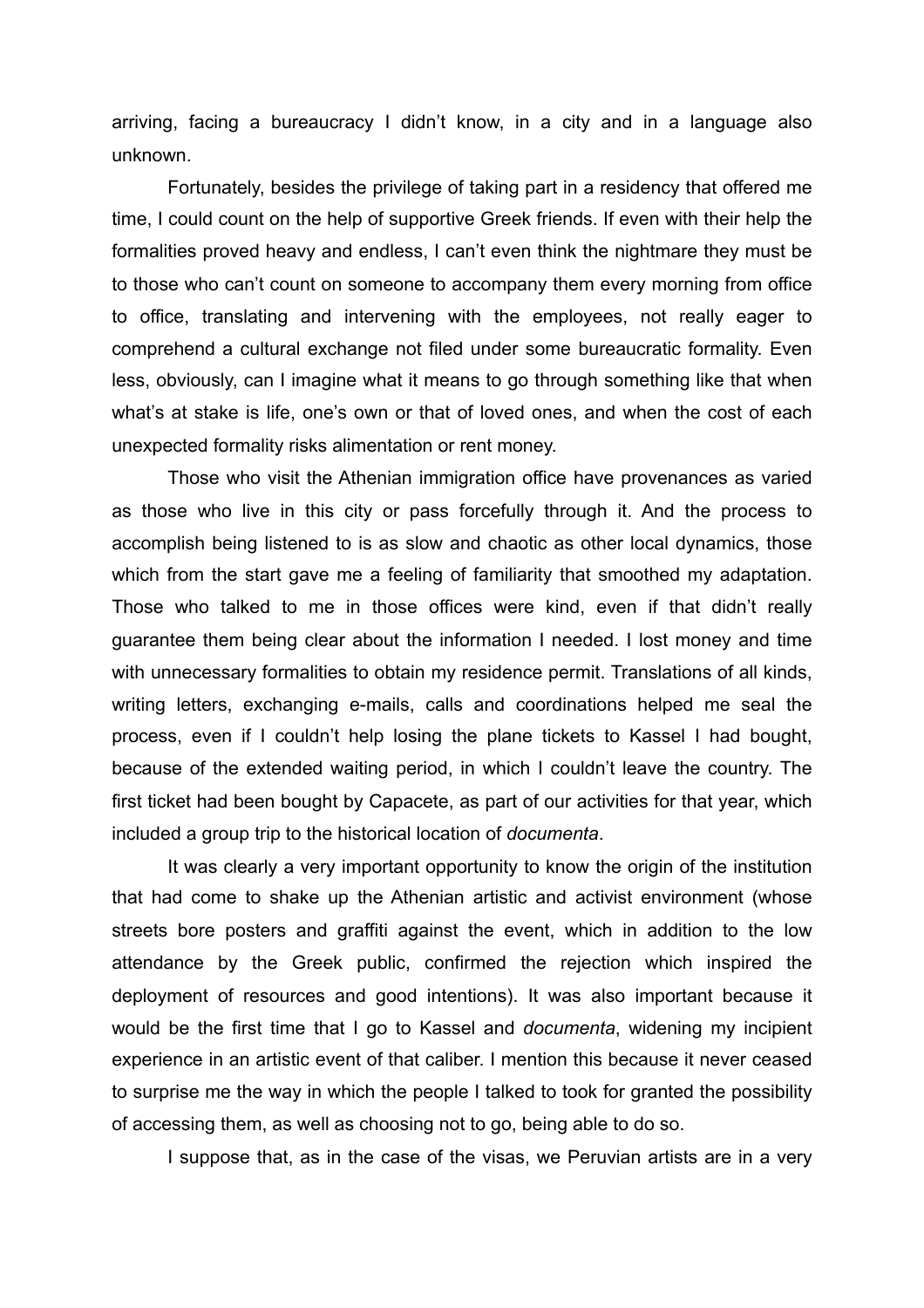arriving, facing a bureaucracy I didn't know, in a city and in a language also unknown.

Fortunately, besides the privilege of taking part in a residency that offered me time, I could count on the help of supportive Greek friends. If even with their help the formalities proved heavy and endless, I can't even think the nightmare they must be to those who can't count on someone to accompany them every morning from office to office, translating and intervening with the employees, not really eager to comprehend a cultural exchange not filed under some bureaucratic formality. Even less, obviously, can I imagine what it means to go through something like that when what's at stake is life, one's own or that of loved ones, and when the cost of each unexpected formality risks alimentation or rent money.

Those who visit the Athenian immigration office have provenances as varied as those who live in this city or pass forcefully through it. And the process to accomplish being listened to is as slow and chaotic as other local dynamics, those which from the start gave me a feeling of familiarity that smoothed my adaptation. Those who talked to me in those offices were kind, even if that didn't really guarantee them being clear about the information I needed. I lost money and time with unnecessary formalities to obtain my residence permit. Translations of all kinds, writing letters, exchanging e-mails, calls and coordinations helped me seal the process, even if I couldn't help losing the plane tickets to Kassel I had bought, because of the extended waiting period, in which I couldn't leave the country. The first ticket had been bought by Capacete, as part of our activities for that year, which included a group trip to the historical location of *documenta*.

It was clearly a very important opportunity to know the origin of the institution that had come to shake up the Athenian artistic and activist environment (whose streets bore posters and graffiti against the event, which in addition to the low attendance by the Greek public, confirmed the rejection which inspired the deployment of resources and good intentions). It was also important because it would be the first time that I go to Kassel and *documenta*, widening my incipient experience in an artistic event of that caliber. I mention this because it never ceased to surprise me the way in which the people I talked to took for granted the possibility of accessing them, as well as choosing not to go, being able to do so.

I suppose that, as in the case of the visas, we Peruvian artists are in a very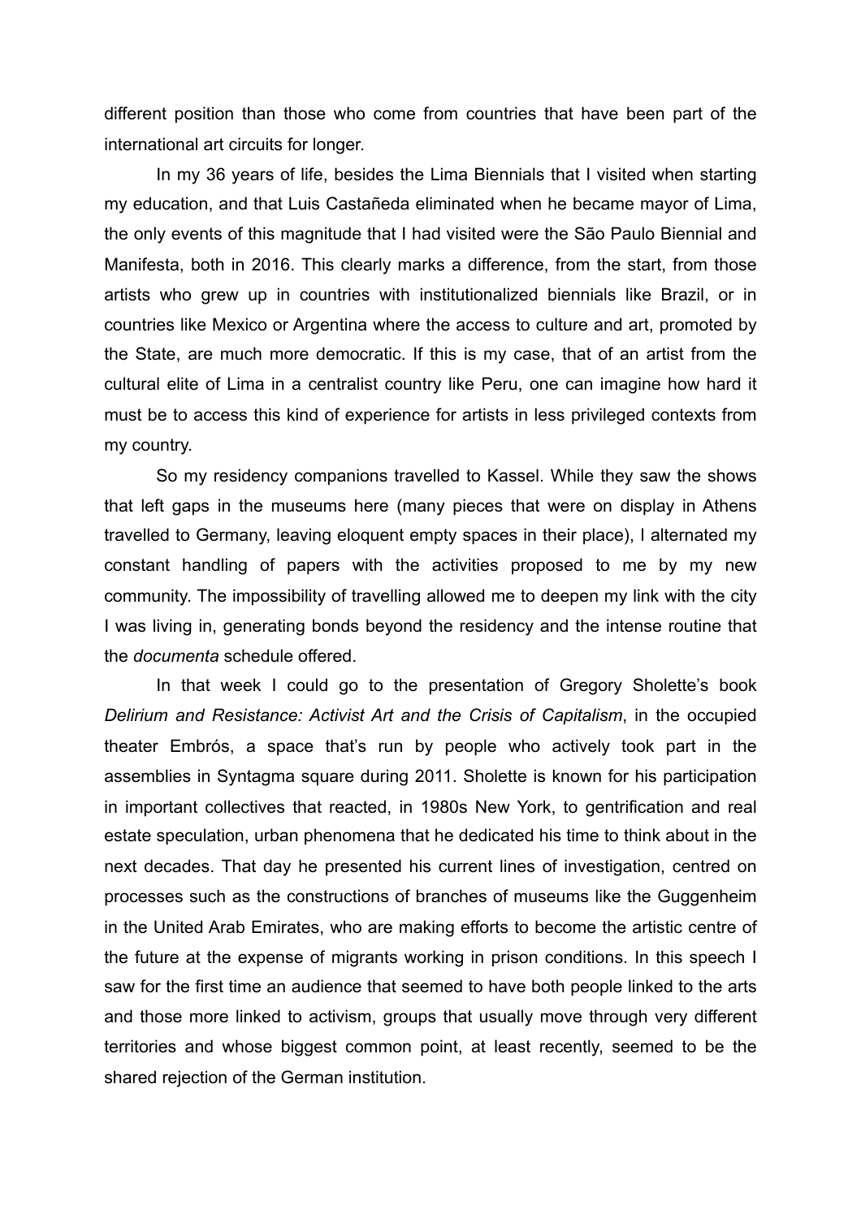different position than those who come from countries that have been part of the international art circuits for longer.

In my 36 years of life, besides the Lima Biennials that I visited when starting my education, and that Luis Castañeda eliminated when he became mayor of Lima, the only events of this magnitude that I had visited were the São Paulo Biennial and Manifesta, both in 2016. This clearly marks a difference, from the start, from those artists who grew up in countries with institutionalized biennials like Brazil, or in countries like Mexico or Argentina where the access to culture and art, promoted by the State, are much more democratic. If this is my case, that of an artist from the cultural elite of Lima in a centralist country like Peru, one can imagine how hard it must be to access this kind of experience for artists in less privileged contexts from my country.

So my residency companions travelled to Kassel. While they saw the shows that left gaps in the museums here (many pieces that were on display in Athens travelled to Germany, leaving eloquent empty spaces in their place), I alternated my constant handling of papers with the activities proposed to me by my new community. The impossibility of travelling allowed me to deepen my link with the city I was living in, generating bonds beyond the residency and the intense routine that the *documenta* schedule offered.

In that week I could go to the presentation of Gregory Sholette's book *Delirium and Resistance: Activist Art and the Crisis of Capitalism*, in the occupied theater Embrós, a space that's run by people who actively took part in the assemblies in Syntagma square during 2011. Sholette is known for his participation in important collectives that reacted, in 1980s New York, to gentrification and real estate speculation, urban phenomena that he dedicated his time to think about in the next decades. That day he presented his current lines of investigation, centred on processes such as the constructions of branches of museums like the Guggenheim in the United Arab Emirates, who are making efforts to become the artistic centre of the future at the expense of migrants working in prison conditions. In this speech I saw for the first time an audience that seemed to have both people linked to the arts and those more linked to activism, groups that usually move through very different territories and whose biggest common point, at least recently, seemed to be the shared rejection of the German institution.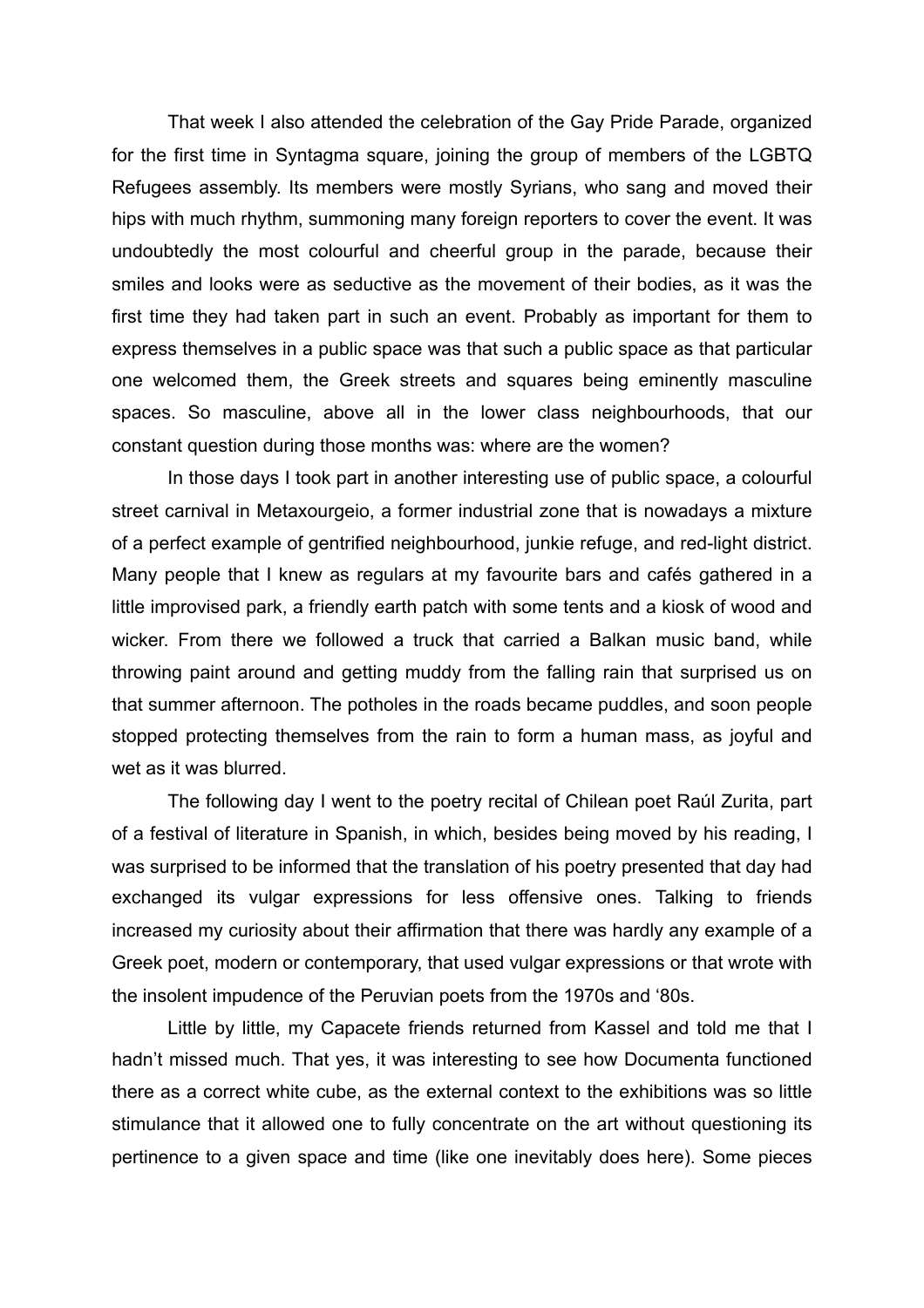That week I also attended the celebration of the Gay Pride Parade, organized for the first time in Syntagma square, joining the group of members of the LGBTQ Refugees assembly. Its members were mostly Syrians, who sang and moved their hips with much rhythm, summoning many foreign reporters to cover the event. It was undoubtedly the most colourful and cheerful group in the parade, because their smiles and looks were as seductive as the movement of their bodies, as it was the first time they had taken part in such an event. Probably as important for them to express themselves in a public space was that such a public space as that particular one welcomed them, the Greek streets and squares being eminently masculine spaces. So masculine, above all in the lower class neighbourhoods, that our constant question during those months was: where are the women?

In those days I took part in another interesting use of public space, a colourful street carnival in Metaxourgeio, a former industrial zone that is nowadays a mixture of a perfect example of gentrified neighbourhood, junkie refuge, and red-light district. Many people that I knew as regulars at my favourite bars and cafés gathered in a little improvised park, a friendly earth patch with some tents and a kiosk of wood and wicker. From there we followed a truck that carried a Balkan music band, while throwing paint around and getting muddy from the falling rain that surprised us on that summer afternoon. The potholes in the roads became puddles, and soon people stopped protecting themselves from the rain to form a human mass, as joyful and wet as it was blurred.

The following day I went to the poetry recital of Chilean poet Raúl Zurita, part of a festival of literature in Spanish, in which, besides being moved by his reading, I was surprised to be informed that the translation of his poetry presented that day had exchanged its vulgar expressions for less offensive ones. Talking to friends increased my curiosity about their affirmation that there was hardly any example of a Greek poet, modern or contemporary, that used vulgar expressions or that wrote with the insolent impudence of the Peruvian poets from the 1970s and '80s.

Little by little, my Capacete friends returned from Kassel and told me that I hadn't missed much. That yes, it was interesting to see how Documenta functioned there as a correct white cube, as the external context to the exhibitions was so little stimulance that it allowed one to fully concentrate on the art without questioning its pertinence to a given space and time (like one inevitably does here). Some pieces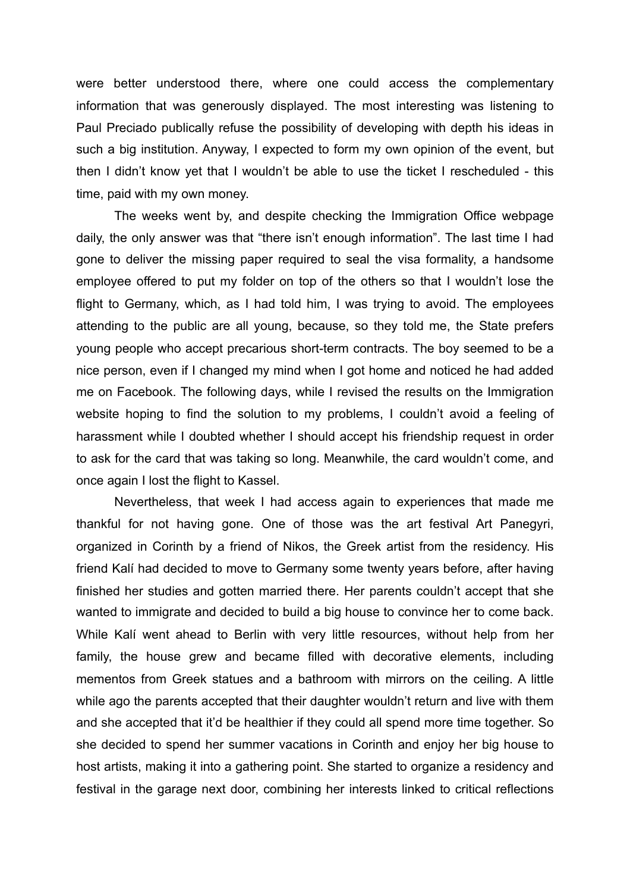were better understood there, where one could access the complementary information that was generously displayed. The most interesting was listening to Paul Preciado publically refuse the possibility of developing with depth his ideas in such a big institution. Anyway, I expected to form my own opinion of the event, but then I didn't know yet that I wouldn't be able to use the ticket I rescheduled - this time, paid with my own money.

The weeks went by, and despite checking the Immigration Office webpage daily, the only answer was that "there isn't enough information". The last time I had gone to deliver the missing paper required to seal the visa formality, a handsome employee offered to put my folder on top of the others so that I wouldn't lose the flight to Germany, which, as I had told him, I was trying to avoid. The employees attending to the public are all young, because, so they told me, the State prefers young people who accept precarious short-term contracts. The boy seemed to be a nice person, even if I changed my mind when I got home and noticed he had added me on Facebook. The following days, while I revised the results on the Immigration website hoping to find the solution to my problems, I couldn't avoid a feeling of harassment while I doubted whether I should accept his friendship request in order to ask for the card that was taking so long. Meanwhile, the card wouldn't come, and once again I lost the flight to Kassel.

Nevertheless, that week I had access again to experiences that made me thankful for not having gone. One of those was the art festival Art Panegyri, organized in Corinth by a friend of Nikos, the Greek artist from the residency. His friend Kalí had decided to move to Germany some twenty years before, after having finished her studies and gotten married there. Her parents couldn't accept that she wanted to immigrate and decided to build a big house to convince her to come back. While Kalí went ahead to Berlin with very little resources, without help from her family, the house grew and became filled with decorative elements, including mementos from Greek statues and a bathroom with mirrors on the ceiling. A little while ago the parents accepted that their daughter wouldn't return and live with them and she accepted that it'd be healthier if they could all spend more time together. So she decided to spend her summer vacations in Corinth and enjoy her big house to host artists, making it into a gathering point. She started to organize a residency and festival in the garage next door, combining her interests linked to critical reflections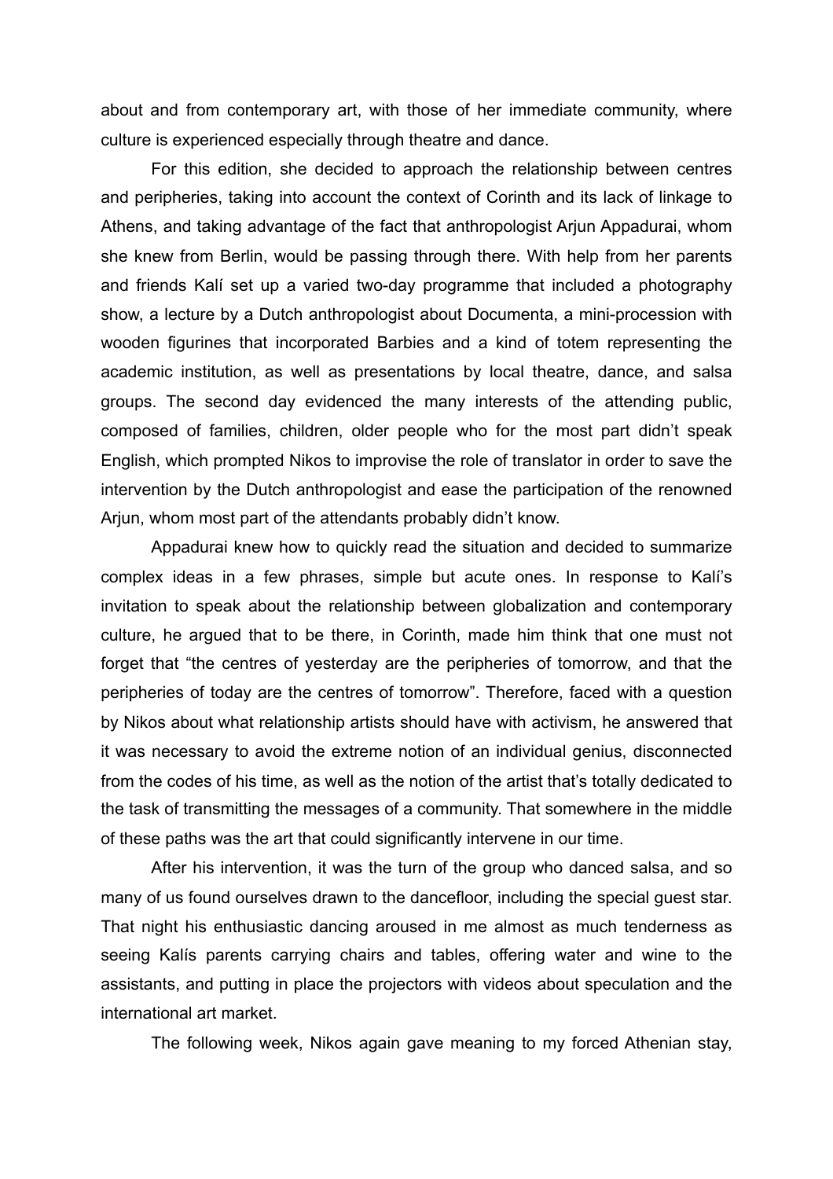about and from contemporary art, with those of her immediate community, where culture is experienced especially through theatre and dance.

For this edition, she decided to approach the relationship between centres and peripheries, taking into account the context of Corinth and its lack of linkage to Athens, and taking advantage of the fact that anthropologist Arjun Appadurai, whom she knew from Berlin, would be passing through there. With help from her parents and friends Kalí set up a varied two-day programme that included a photography show, a lecture by a Dutch anthropologist about Documenta, a mini-procession with wooden figurines that incorporated Barbies and a kind of totem representing the academic institution, as well as presentations by local theatre, dance, and salsa groups. The second day evidenced the many interests of the attending public, composed of families, children, older people who for the most part didn't speak English, which prompted Nikos to improvise the role of translator in order to save the intervention by the Dutch anthropologist and ease the participation of the renowned Arjun, whom most part of the attendants probably didn't know.

Appadurai knew how to quickly read the situation and decided to summarize complex ideas in a few phrases, simple but acute ones. In response to Kalí's invitation to speak about the relationship between globalization and contemporary culture, he argued that to be there, in Corinth, made him think that one must not forget that "the centres of yesterday are the peripheries of tomorrow, and that the peripheries of today are the centres of tomorrow". Therefore, faced with a question by Nikos about what relationship artists should have with activism, he answered that it was necessary to avoid the extreme notion of an individual genius, disconnected from the codes of his time, as well as the notion of the artist that's totally dedicated to the task of transmitting the messages of a community. That somewhere in the middle of these paths was the art that could significantly intervene in our time.

After his intervention, it was the turn of the group who danced salsa, and so many of us found ourselves drawn to the dancefloor, including the special guest star. That night his enthusiastic dancing aroused in me almost as much tenderness as seeing Kalís parents carrying chairs and tables, offering water and wine to the assistants, and putting in place the projectors with videos about speculation and the international art market.

The following week, Nikos again gave meaning to my forced Athenian stay,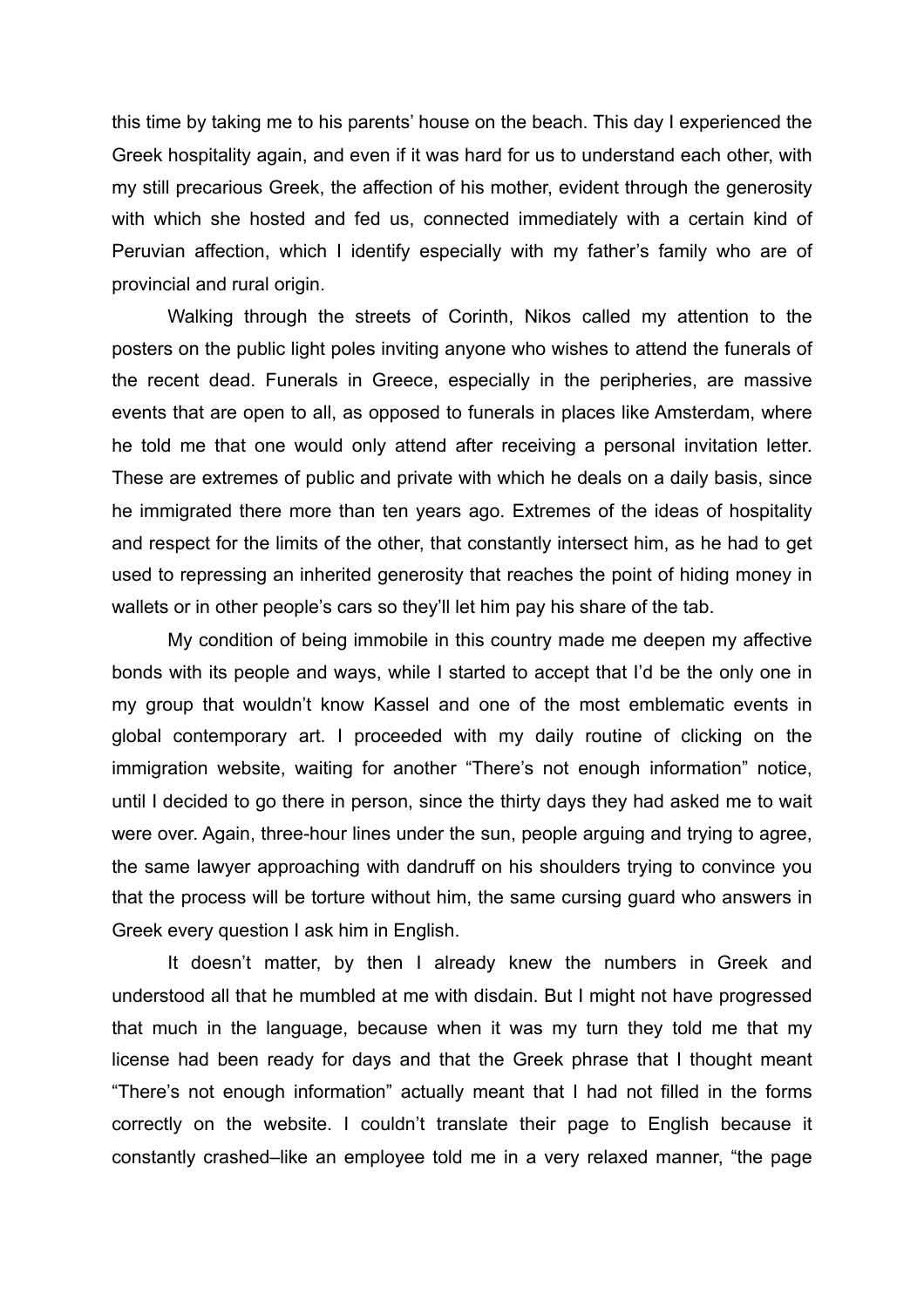this time by taking me to his parents' house on the beach. This day I experienced the Greek hospitality again, and even if it was hard for us to understand each other, with my still precarious Greek, the affection of his mother, evident through the generosity with which she hosted and fed us, connected immediately with a certain kind of Peruvian affection, which I identify especially with my father's family who are of provincial and rural origin.

Walking through the streets of Corinth, Nikos called my attention to the posters on the public light poles inviting anyone who wishes to attend the funerals of the recent dead. Funerals in Greece, especially in the peripheries, are massive events that are open to all, as opposed to funerals in places like Amsterdam, where he told me that one would only attend after receiving a personal invitation letter. These are extremes of public and private with which he deals on a daily basis, since he immigrated there more than ten years ago. Extremes of the ideas of hospitality and respect for the limits of the other, that constantly intersect him, as he had to get used to repressing an inherited generosity that reaches the point of hiding money in wallets or in other people's cars so they'll let him pay his share of the tab.

My condition of being immobile in this country made me deepen my affective bonds with its people and ways, while I started to accept that I'd be the only one in my group that wouldn't know Kassel and one of the most emblematic events in global contemporary art. I proceeded with my daily routine of clicking on the immigration website, waiting for another "There's not enough information" notice, until I decided to go there in person, since the thirty days they had asked me to wait were over. Again, three-hour lines under the sun, people arguing and trying to agree, the same lawyer approaching with dandruff on his shoulders trying to convince you that the process will be torture without him, the same cursing guard who answers in Greek every question I ask him in English.

It doesn't matter, by then I already knew the numbers in Greek and understood all that he mumbled at me with disdain. But I might not have progressed that much in the language, because when it was my turn they told me that my license had been ready for days and that the Greek phrase that I thought meant "There's not enough information" actually meant that I had not filled in the forms correctly on the website. I couldn't translate their page to English because it constantly crashed–like an employee told me in a very relaxed manner, "the page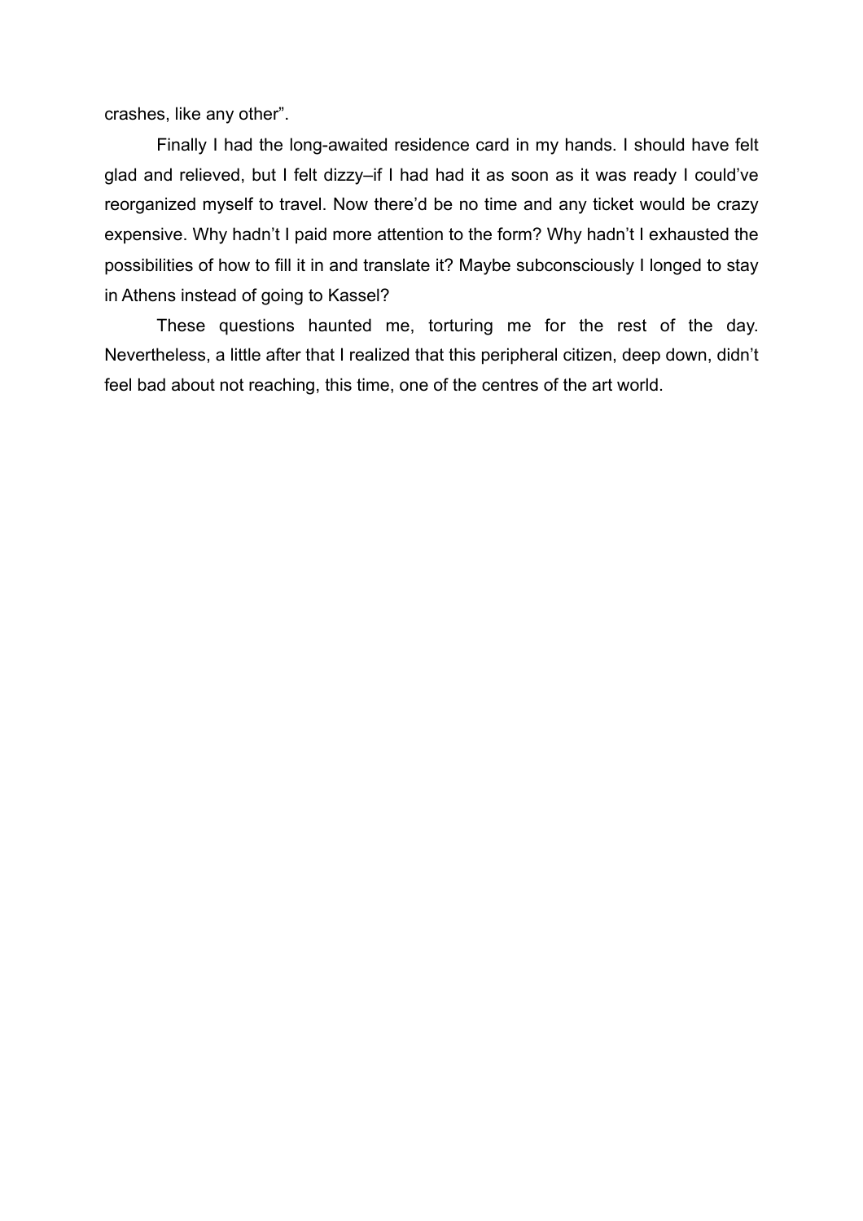crashes, like any other".

Finally I had the long-awaited residence card in my hands. I should have felt glad and relieved, but I felt dizzy–if I had had it as soon as it was ready I could've reorganized myself to travel. Now there'd be no time and any ticket would be crazy expensive. Why hadn't I paid more attention to the form? Why hadn't I exhausted the possibilities of how to fill it in and translate it? Maybe subconsciously I longed to stay in Athens instead of going to Kassel?

These questions haunted me, torturing me for the rest of the day. Nevertheless, a little after that I realized that this peripheral citizen, deep down, didn't feel bad about not reaching, this time, one of the centres of the art world.